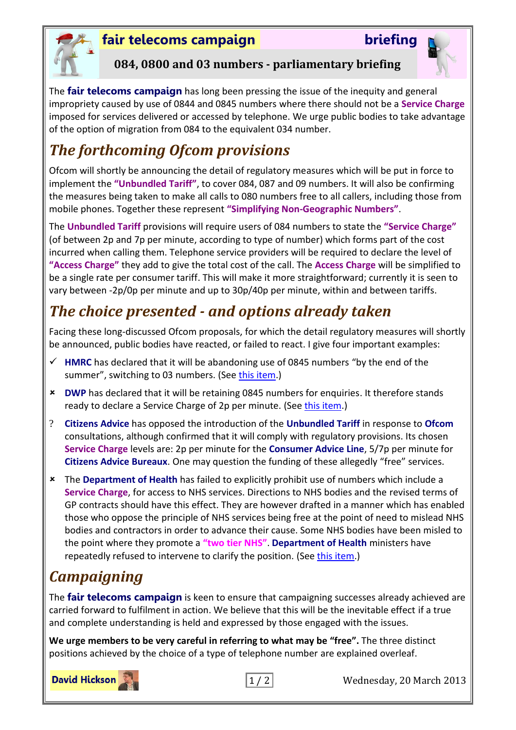# fair telecoms campaign briefing

## 084, 0800 and 03 numbers - parliamentary briefing

The **fair telecoms campaign** has long been pressing the issue of the inequity and general impropriety caused by use of 0844 and 0845 numbers where there should not be a **Service Charge** imposed for services delivered or accessed by telephone. We urge public bodies to take advantage of the option of migration from 084 to the equivalent 034 number.

## *The forthcoming Ofcom provisions*

Ofcom will shortly be announcing the detail of regulatory measures which will be put in force to implement the **"Unbundled Tariff"**, to cover 084, 087 and 09 numbers. It will also be confirming the measures being taken to make all calls to 080 numbers free to all callers, including those from mobile phones. Together these represent **"Simplifying Non-Geographic Numbers"**.

The **Unbundled Tariff** provisions will require users of 084 numbers to state the **"Service Charge"** (of between 2p and 7p per minute, according to type of number) which forms part of the cost incurred when calling them. Telephone service providers will be required to declare the level of **"Access Charge"** they add to give the total cost of the call. The **Access Charge** will be simplified to be a single rate per consumer tariff. This will make it more straightforward; currently it is seen to vary between -2p/0p per minute and up to 30p/40p per minute, within and between tariffs.

## *The choice presented - and options already taken*

Facing these long-discussed Ofcom proposals, for which the detail regulatory measures will shortly be announced, public bodies have reacted, or failed to react. I give four important examples:

- ✓ **HMRC** has declared that it will be abandoning use of 0845 numbers "by the end of the summer", switching to 03 numbers. (See this item.)
- ✗ **DWP** has declared that it will be retaining 0845 numbers for enquiries. It therefore stands ready to declare a Service Charge of 2p per minute. (See this item.)
- ? **Citizens Advice** has opposed the introduction of the **Unbundled Tariff** in response to **Ofcom** consultations, although confirmed that it will comply with regulatory provisions. Its chosen **Service Charge** levels are: 2p per minute for the **Consumer Advice Line**, 5/7p per minute for **Citizens Advice Bureaux**. One may question the funding of these allegedly "free" services.
- ✗ The **Department of Health** has failed to explicitly prohibit use of numbers which include a **Service Charge**, for access to NHS services. Directions to NHS bodies and the revised terms of GP contracts should have this effect. They are however drafted in a manner which has enabled those who oppose the principle of NHS services being free at the point of need to mislead NHS bodies and contractors in order to advance their cause. Some NHS bodies have been misled to the point where they promote a **"two tier NHS"**. **Department of Health** ministers have repeatedly refused to intervene to clarify the position. (See this item.)

## *Campaigning*

The **fair telecoms campaign** is keen to ensure that campaigning successes already achieved are carried forward to fulfilment in action. We believe that this will be the inevitable effect if a true and complete understanding is held and expressed by those engaged with the issues.

**We urge members to be very careful in referring to what may be "free".** The three distinct positions achieved by the choice of a type of telephone number are explained overleaf.

**David Hickson**

Wednesday, 20 March 2013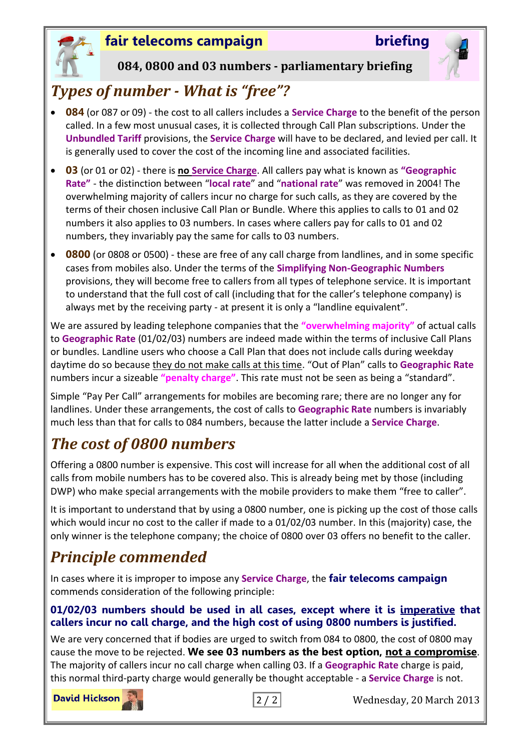## Types of number - What is "free"?

- **084** (or 087 or 09) - the cost to all callers includes a **Service Charge** to the benefit of the person called. In a few most unusual cases, it is collected through Call Plan subscriptions. Under the **Unbundled Tariff** provisions, the **Service Charge** will have to be declared, and levied per call. It is generally used to cover the cost of the incoming line and associated facilities.
- **03** (or 01 or 02) - there is **no Service Charge**. All callers pay what is known as **"Geographic Rate"** - the distinction between "**local rate**" and "**national rate**" was removed in 2004! The overwhelming majority of callers incur no charge for such calls, as they are covered by the terms of their chosen inclusive Call Plan or Bundle. Where this applies to calls to 01 and 02 numbers it also applies to 03 numbers. In cases where callers pay for calls to 01 and 02 numbers, they invariably pay the same for calls to 03 numbers.
- **0800** (or 0808 or 0500) - these are free of any call charge from landlines, and in some specific cases from mobiles also. Under the terms of the **Simplifying Non-Geographic Numbers** provisions, they will become free to callers from all types of telephone service. It is important to understand that the full cost of call (including that for the caller's telephone company) is always met by the receiving party - at present it is only a "landline equivalent".

We are assured by leading telephone companies that the **"overwhelming majority"** of actual calls to **Geographic Rate** (01/02/03) numbers are indeed made within the terms of inclusive Call Plans or bundles. Landline users who choose a Call Plan that does not include calls during weekday daytime do so because they do not make calls at this time. "Out of Plan" calls to **Geographic Rate** numbers incur a sizeable **"penalty charge"**. This rate must not be seen as being a "standard".

Simple "Pay Per Call" arrangements for mobiles are becoming rare; there are no longer any for landlines. Under these arrangements, the cost of calls to **Geographic Rate** numbers is invariably much less than that for calls to 084 numbers, because the latter include a **Service Charge**.

## The cost of 0800 numbers

Offering a 0800 number is expensive. This cost will increase for all when the additional cost of all calls from mobile numbers has to be covered also. This is already being met by those (including DWP) who make special arrangements with the mobile providers to make them "free to caller".

It is important to understand that by using a 0800 number, one is picking up the cost of those calls which would incur no cost to the caller if made to a 01/02/03 number. In this (majority) case, the only winner is the telephone company; the choice of 0800 over 03 offers no benefit to the caller.

## Principle commended

In cases where it is improper to impose any **Service Charge**, the **fair telecoms campaign** commends consideration of the following principle:

**01/02/03 numbers should be used in all cases, except where it is imperative that callers incur no call charge, and the high cost of using 0800 numbers is justified.**

We are very concerned that if bodies are urged to switch from 084 to 0800, the cost of 0800 may cause the move to be rejected. **We see 03 numbers as the best option, not a compromise**. The majority of callers incur no call charge when calling 03. If a **Geographic Rate** charge is paid, this normal third-party charge would generally be thought acceptable - a **Service Charge** is not.

**David Hickson**

Wednesday, 20 March 2013